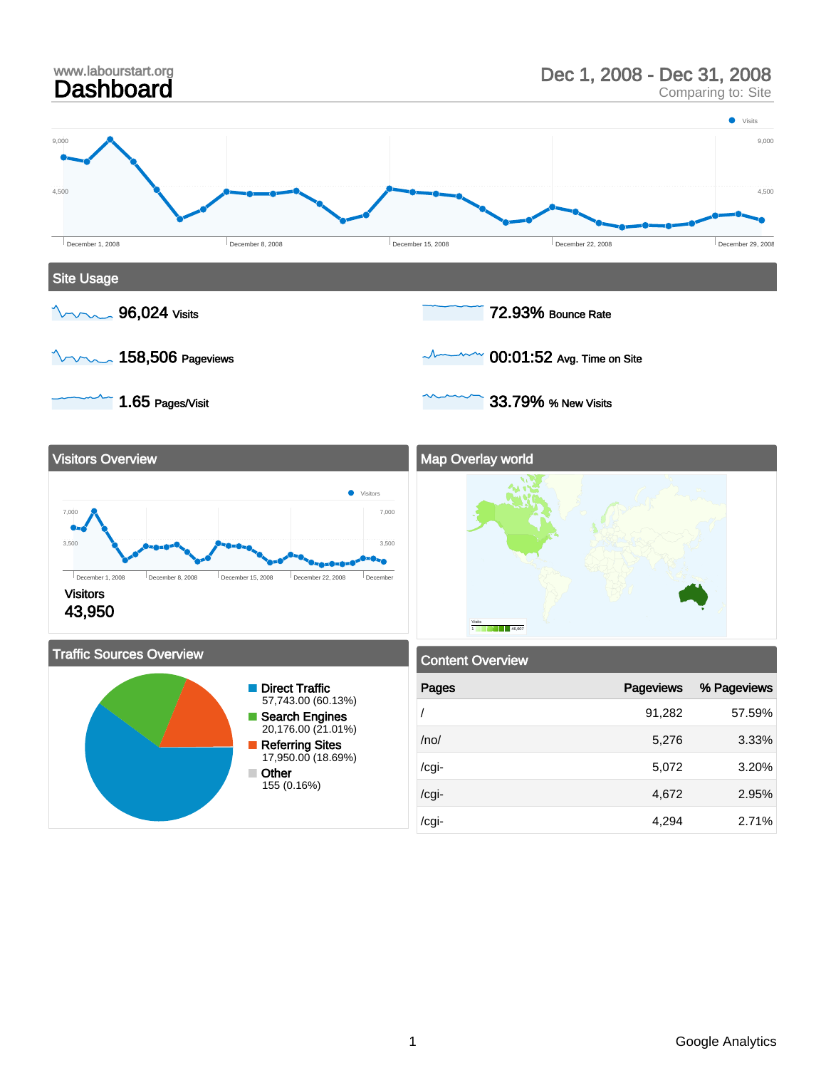www.labourstart.org

# Dashboard

Dec 1, 2008 - Dec 31, 2008

Comparing to: Site

Visits

9,000

4,500

December 1, 2008 · December 8, 2008 · December 15, 2008 · December 22, 2008 · December 29, 2008

## Site Usage

**96,024** Visits

**158,506** Pageviews

**1.65** Pages/Visit

**72.93%** Bounce Rate

**00:01:52** Avg. Time on Site

**33.79%** % New Visits

## Visitors Overview

Visitors

7,000

3,500

December 1, 2008 · December 8, 2008 · December 15, 2008 · December 22, 2008 · December

Visitors

**43,950**

## Map Overlay world

Visits

1 – 46,407

## Traffic Sources Overview

- **Direct Traffic** 57,743.00 (60.13%)
- **Search Engines** 20,176.00 (21.01%)
- **Referring Sites** 17,950.00 (18.69%)
- **Other** 155 (0.16%)

## Content Overview

| Pages | Pageviews | % Pageviews |
|---|---|---|
| / | 91,282 | 57.59% |
| /no/ | 5,276 | 3.33% |
| /cgi- | 5,072 | 3.20% |
| /cgi- | 4,672 | 2.95% |
| /cgi- | 4,294 | 2.71% |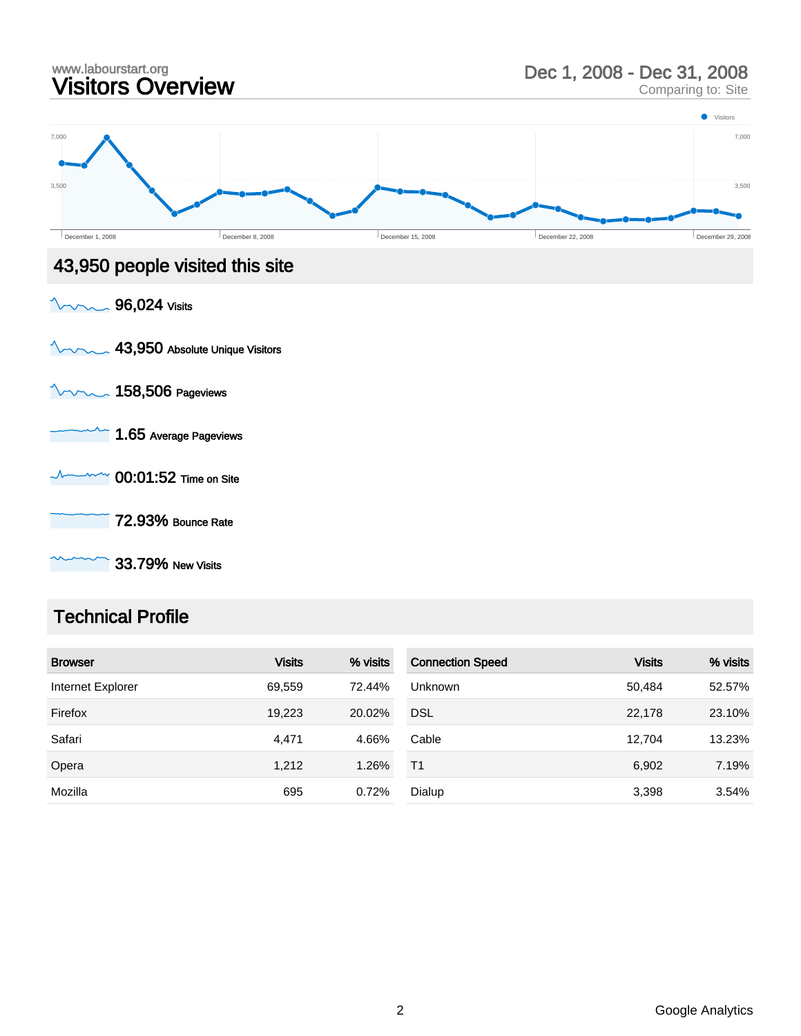www.labourstart.org

# Visitors Overview

Dec 1, 2008 - Dec 31, 2008
Comparing to: Site

## 43,950 people visited this site

**96,024** Visits

**43,950** Absolute Unique Visitors

**158,506** Pageviews

**1.65** Average Pageviews

**00:01:52** Time on Site

**72.93%** Bounce Rate

**33.79%** New Visits

## Technical Profile

| Browser | Visits | % visits |
|---|---|---|
| Internet Explorer | 69,559 | 72.44% |
| Firefox | 19,223 | 20.02% |
| Safari | 4,471 | 4.66% |
| Opera | 1,212 | 1.26% |
| Mozilla | 695 | 0.72% |

| Connection Speed | Visits | % visits |
|---|---|---|
| Unknown | 50,484 | 52.57% |
| DSL | 22,178 | 23.10% |
| Cable | 12,704 | 13.23% |
| T1 | 6,902 | 7.19% |
| Dialup | 3,398 | 3.54% |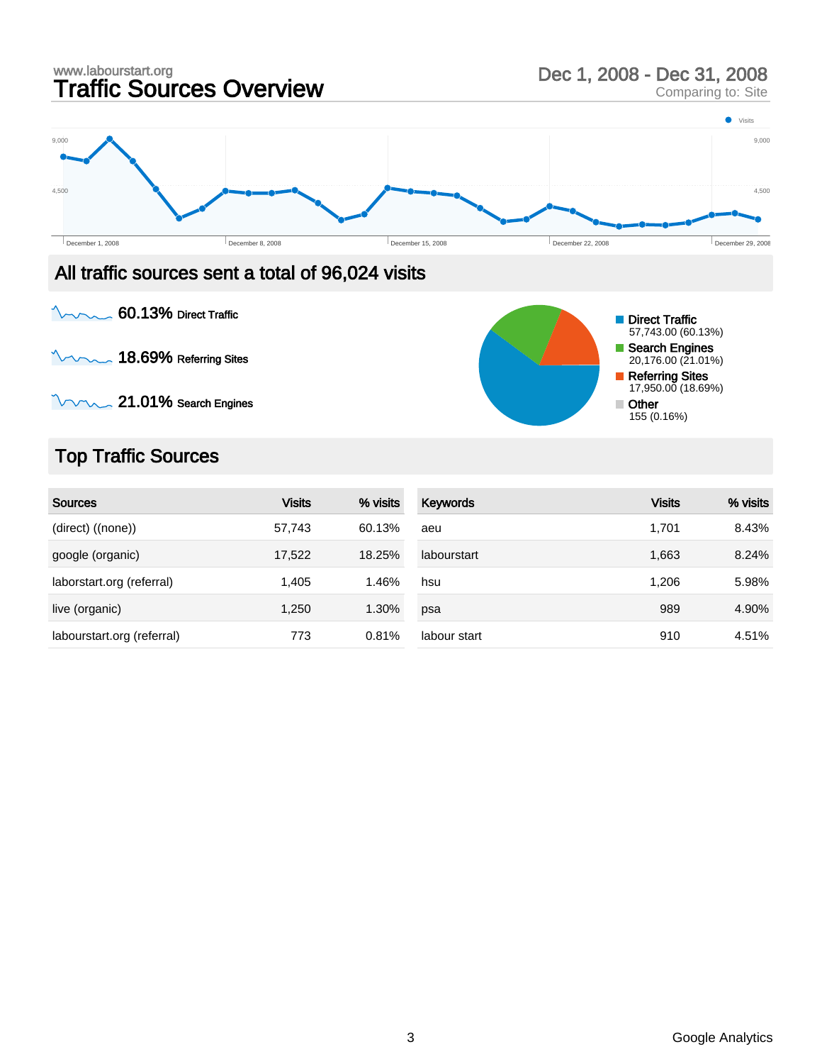www.labourstart.org

# Traffic Sources Overview

Dec 1, 2008 - Dec 31, 2008
Comparing to: Site

## All traffic sources sent a total of 96,024 visits

**60.13%** Direct Traffic

**18.69%** Referring Sites

**21.01%** Search Engines

- Direct Traffic: 57,743.00 (60.13%)
- Search Engines: 20,176.00 (21.01%)
- Referring Sites: 17,950.00 (18.69%)
- Other: 155 (0.16%)

## Top Traffic Sources

| Sources | Visits | % visits |
|---|---|---|
| (direct) ((none)) | 57,743 | 60.13% |
| google (organic) | 17,522 | 18.25% |
| laborstart.org (referral) | 1,405 | 1.46% |
| live (organic) | 1,250 | 1.30% |
| labourstart.org (referral) | 773 | 0.81% |

| Keywords | Visits | % visits |
|---|---|---|
| aeu | 1,701 | 8.43% |
| labourstart | 1,663 | 8.24% |
| hsu | 1,206 | 5.98% |
| psa | 989 | 4.90% |
| labour start | 910 | 4.51% |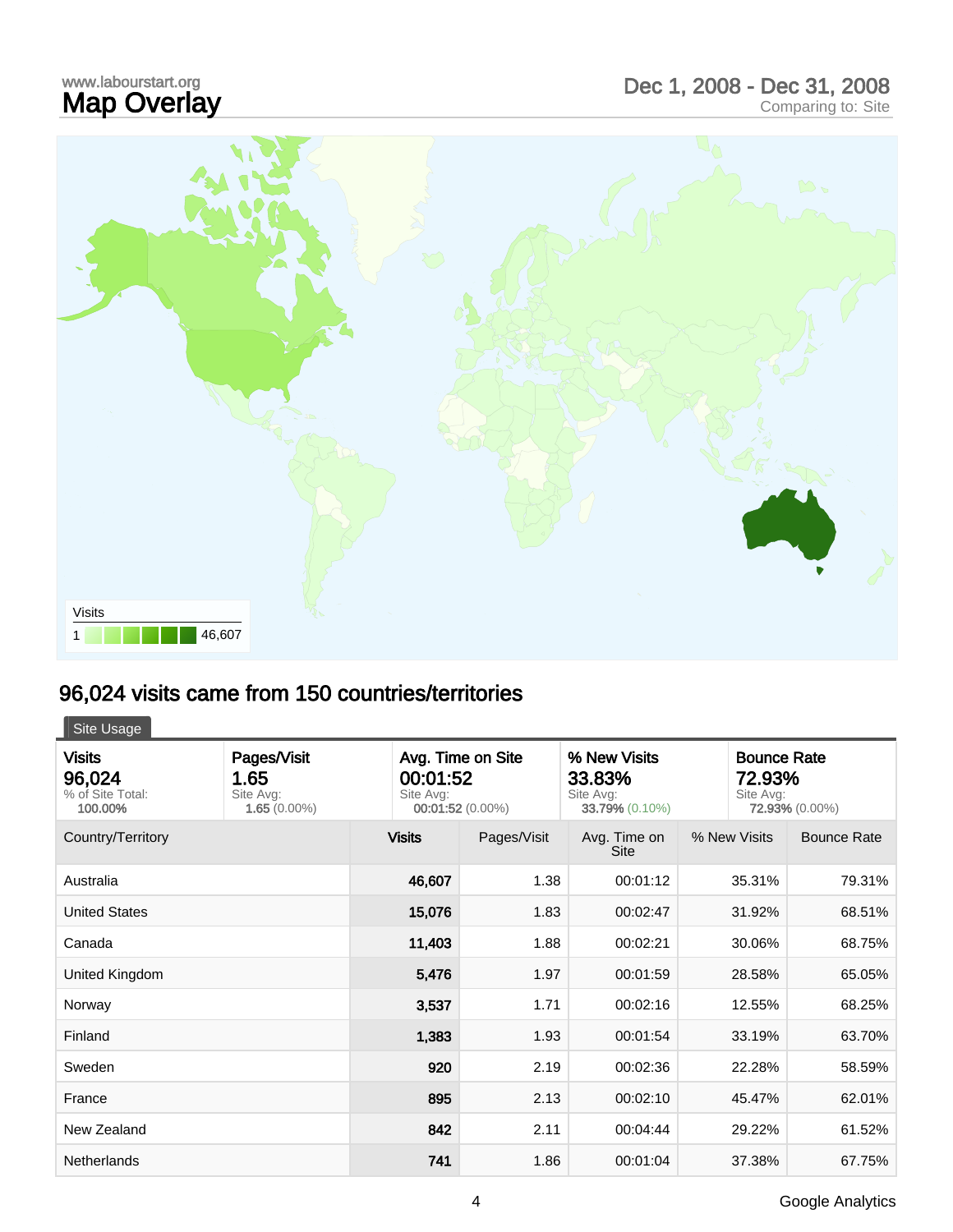www.labourstart.org

# Map Overlay

Dec 1, 2008 - Dec 31, 2008
Comparing to: Site

Visits
1 — 46,607

## 96,024 visits came from 150 countries/territories

Site Usage

| Visits | Pages/Visit | Avg. Time on Site | % New Visits | Bounce Rate |
|---|---|---|---|---|
| **96,024** | **1.65** | **00:01:52** | **33.83%** | **72.93%** |
| % of Site Total: **100.00%** | Site Avg: **1.65** (0.00%) | Site Avg: **00:01:52** (0.00%) | Site Avg: **33.79%** (0.10%) | Site Avg: **72.93%** (0.00%) |

| Country/Territory | Visits | Pages/Visit | Avg. Time on Site | % New Visits | Bounce Rate |
|---|---|---|---|---|---|
| Australia | 46,607 | 1.38 | 00:01:12 | 35.31% | 79.31% |
| United States | 15,076 | 1.83 | 00:02:47 | 31.92% | 68.51% |
| Canada | 11,403 | 1.88 | 00:02:21 | 30.06% | 68.75% |
| United Kingdom | 5,476 | 1.97 | 00:01:59 | 28.58% | 65.05% |
| Norway | 3,537 | 1.71 | 00:02:16 | 12.55% | 68.25% |
| Finland | 1,383 | 1.93 | 00:01:54 | 33.19% | 63.70% |
| Sweden | 920 | 2.19 | 00:02:36 | 22.28% | 58.59% |
| France | 895 | 2.13 | 00:02:10 | 45.47% | 62.01% |
| New Zealand | 842 | 2.11 | 00:04:44 | 29.22% | 61.52% |
| Netherlands | 741 | 1.86 | 00:01:04 | 37.38% | 67.75% |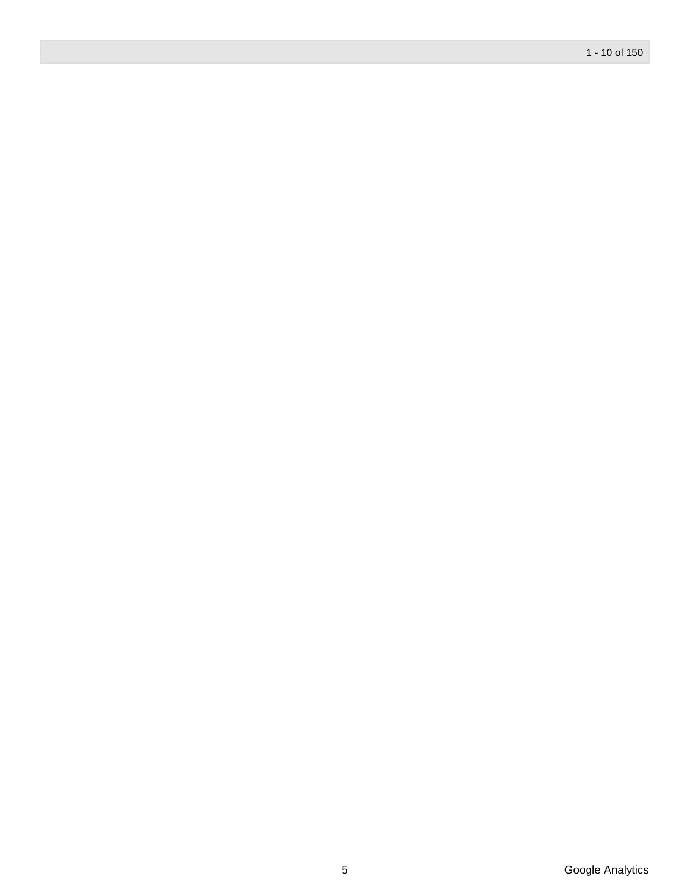1 - 10 of 150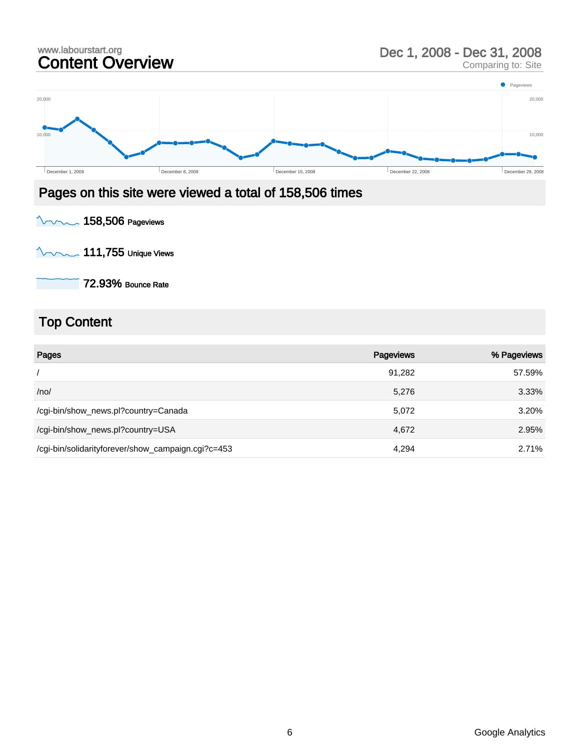www.labourstart.org

# Content Overview

Dec 1, 2008 - Dec 31, 2008
Comparing to: Site

Pageviews

20,000
10,000
20,000
10,000

December 1, 2008
December 8, 2008
December 15, 2008
December 22, 2008
December 29, 2008

## Pages on this site were viewed a total of 158,506 times

**158,506** Pageviews

**111,755** Unique Views

**72.93%** Bounce Rate

## Top Content

| Pages | Pageviews | % Pageviews |
|---|---|---|
| / | 91,282 | 57.59% |
| /no/ | 5,276 | 3.33% |
| /cgi-bin/show_news.pl?country=Canada | 5,072 | 3.20% |
| /cgi-bin/show_news.pl?country=USA | 4,672 | 2.95% |
| /cgi-bin/solidarityforever/show_campaign.cgi?c=453 | 4,294 | 2.71% |